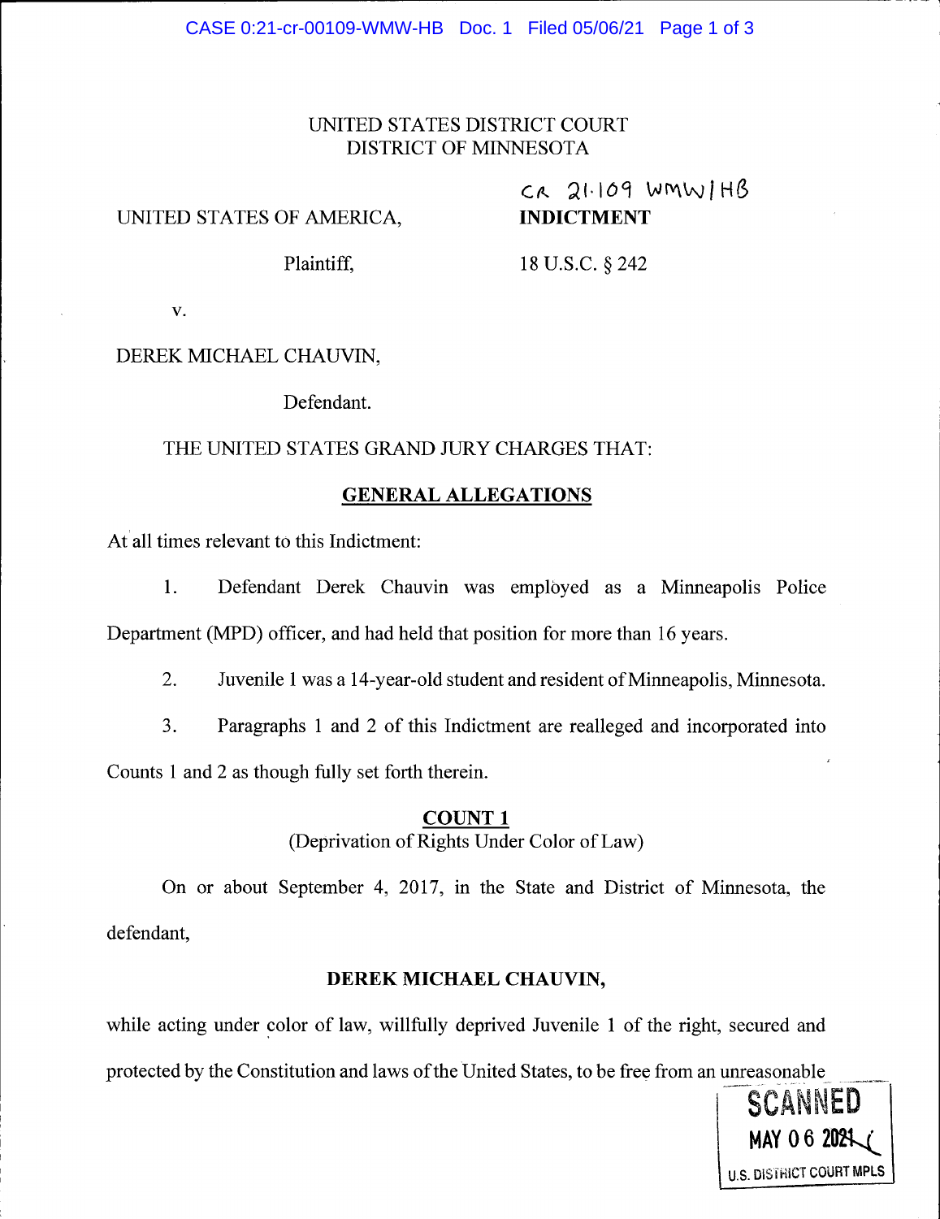UNITED STATES DISTRICT COURT
DISTRICT OF MINNESOTA

CR 21-109 WMW/HB

UNITED STATES OF AMERICA,

Plaintiff,

v.

DEREK MICHAEL CHAUVIN,

Defendant.

**INDICTMENT**

18 U.S.C. § 242

THE UNITED STATES GRAND JURY CHARGES THAT:

## GENERAL ALLEGATIONS

At all times relevant to this Indictment:

1. Defendant Derek Chauvin was employed as a Minneapolis Police Department (MPD) officer, and had held that position for more than 16 years.

2. Juvenile 1 was a 14-year-old student and resident of Minneapolis, Minnesota.

3. Paragraphs 1 and 2 of this Indictment are realleged and incorporated into Counts 1 and 2 as though fully set forth therein.

## COUNT 1
(Deprivation of Rights Under Color of Law)

On or about September 4, 2017, in the State and District of Minnesota, the defendant,

**DEREK MICHAEL CHAUVIN,**

while acting under color of law, willfully deprived Juvenile 1 of the right, secured and protected by the Constitution and laws of the United States, to be free from an unreasonable

SCANNED
MAY 06 2021
U.S. DISTRICT COURT MPLS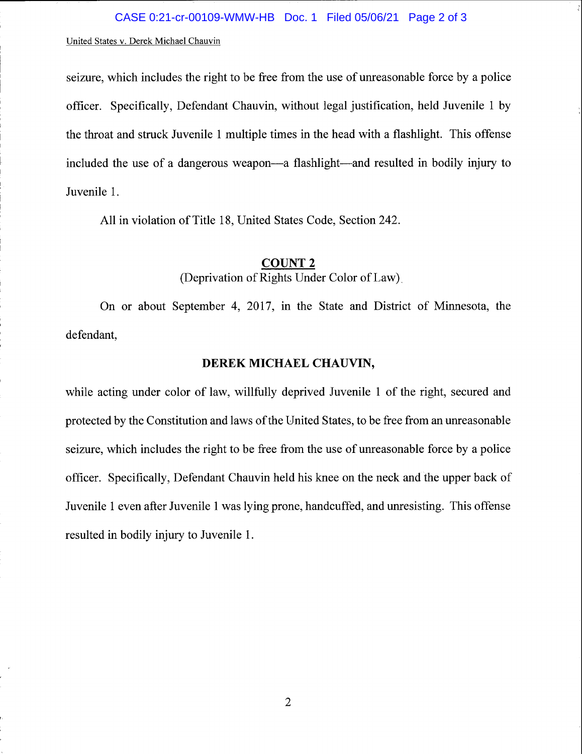seizure, which includes the right to be free from the use of unreasonable force by a police officer. Specifically, Defendant Chauvin, without legal justification, held Juvenile 1 by the throat and struck Juvenile 1 multiple times in the head with a flashlight. This offense included the use of a dangerous weapon—a flashlight—and resulted in bodily injury to Juvenile 1.

All in violation of Title 18, United States Code, Section 242.

## COUNT 2

(Deprivation of Rights Under Color of Law)

On or about September 4, 2017, in the State and District of Minnesota, the defendant,

**DEREK MICHAEL CHAUVIN,**

while acting under color of law, willfully deprived Juvenile 1 of the right, secured and protected by the Constitution and laws of the United States, to be free from an unreasonable seizure, which includes the right to be free from the use of unreasonable force by a police officer. Specifically, Defendant Chauvin held his knee on the neck and the upper back of Juvenile 1 even after Juvenile 1 was lying prone, handcuffed, and unresisting. This offense resulted in bodily injury to Juvenile 1.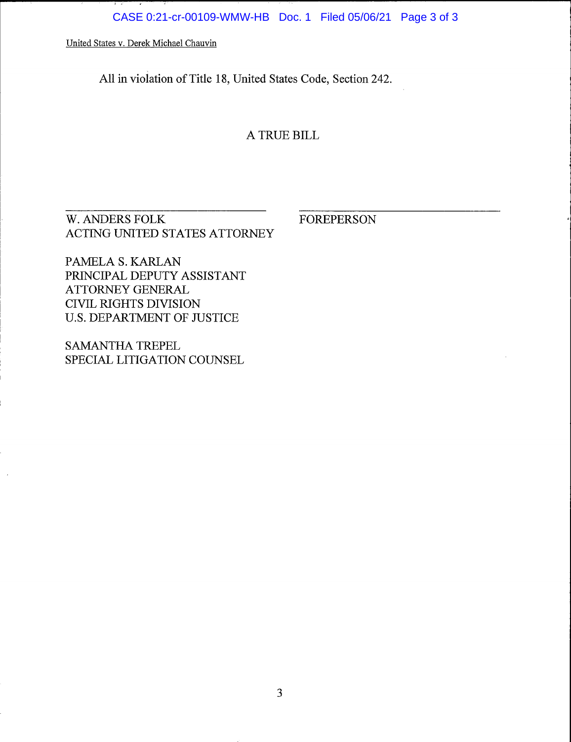All in violation of Title 18, United States Code, Section 242.

A TRUE BILL

W. ANDERS FOLK
ACTING UNITED STATES ATTORNEY

FOREPERSON

PAMELA S. KARLAN
PRINCIPAL DEPUTY ASSISTANT
ATTORNEY GENERAL
CIVIL RIGHTS DIVISION
U.S. DEPARTMENT OF JUSTICE

SAMANTHA TREPEL
SPECIAL LITIGATION COUNSEL